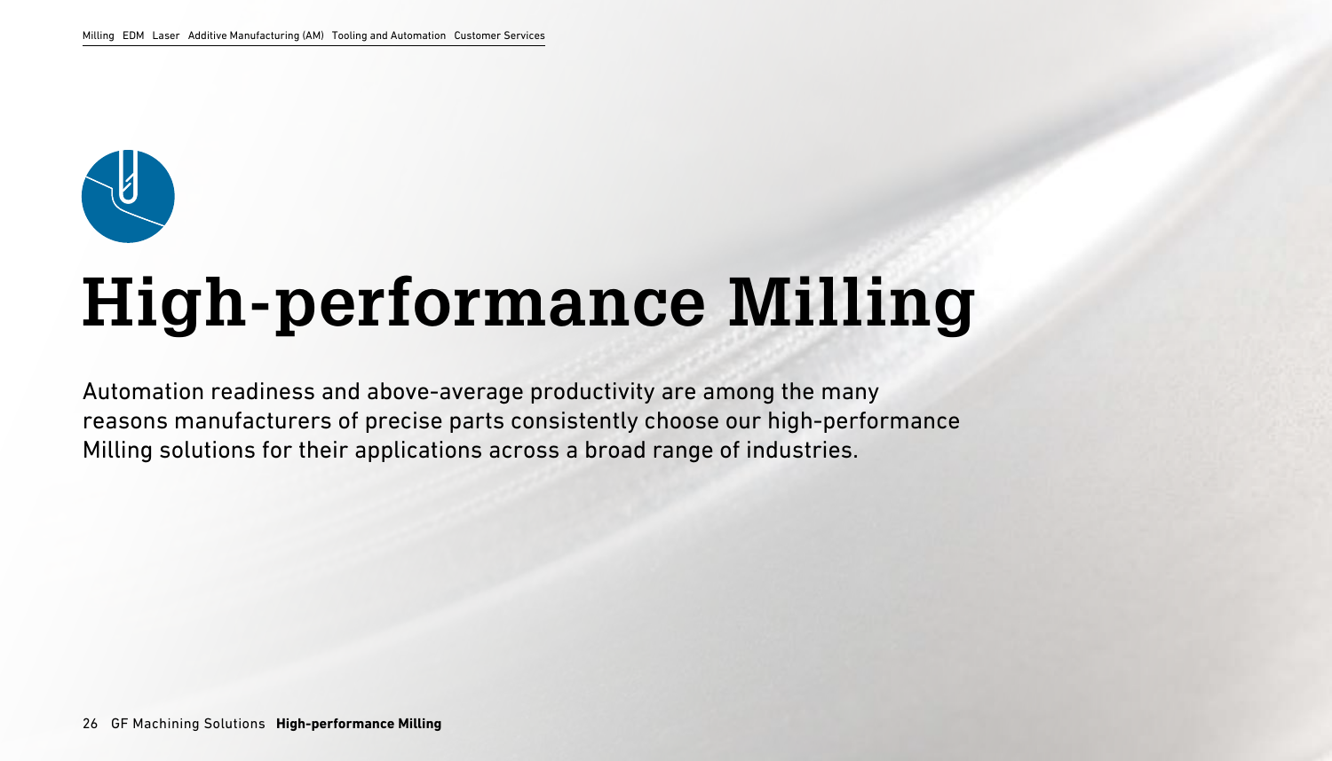# High-performance Milling

Automation readiness and above-average productivity are among the many reasons manufacturers of precise parts consistently choose our high-performance Milling solutions for their applications across a broad range of industries.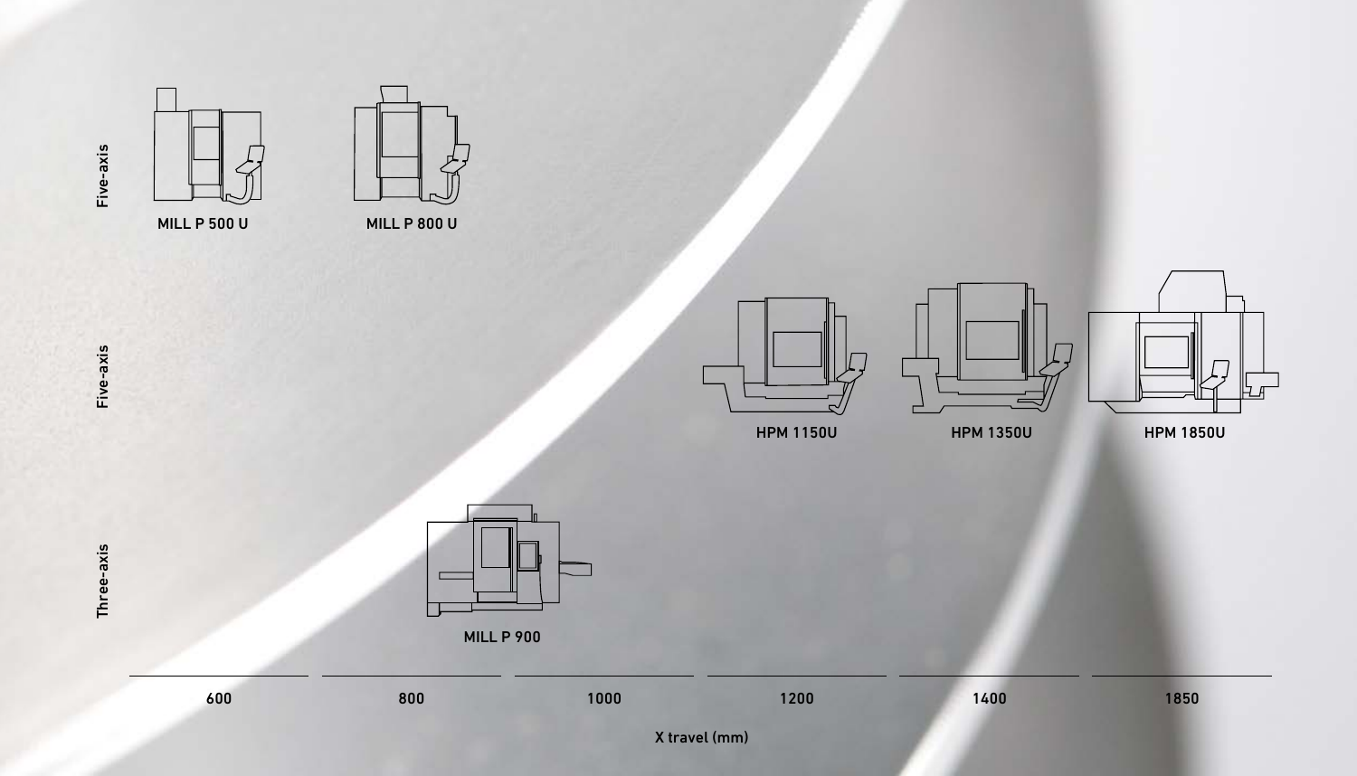| | 600 | 800 | 1000 | 1200 | 1400 | 1850 |
|---|---|---|---|---|---|---|
| Five-axis | MILL P 500 U | MILL P 800 U | | | | |
| Five-axis | | | | HPM 1150U | HPM 1350U | HPM 1850U |
| Three-axis | | MILL P 900 | | | | |

X travel (mm)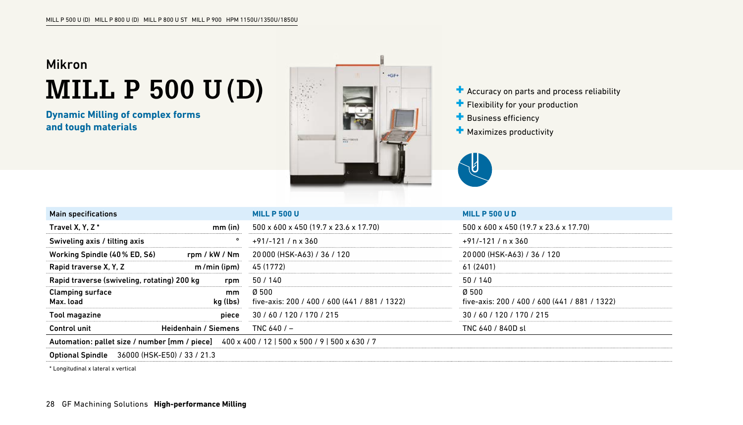Mikron

# MILL P 500 U (D)

**Dynamic Milling of complex forms and tough materials**

- Accuracy on parts and process reliability
- Flexibility for your production
- Business efficiency
- Maximizes productivity

| Main specifications | | MILL P 500 U | MILL P 500 U D |
|---|---|---|---|
| Travel X, Y, Z * | mm (in) | 500 x 600 x 450 (19.7 x 23.6 x 17.70) | 500 x 600 x 450 (19.7 x 23.6 x 17.70) |
| Swiveling axis / tilting axis | ° | +91/-121 / n x 360 | +91/-121 / n x 360 |
| Working Spindle (40 % ED, S6) | rpm / kW / Nm | 20 000 (HSK-A63) / 36 / 120 | 20 000 (HSK-A63) / 36 / 120 |
| Rapid traverse X, Y, Z | m /min (ipm) | 45 (1772) | 61 (2401) |
| Rapid traverse (swiveling, rotating) 200 kg | rpm | 50 / 140 | 50 / 140 |
| Clamping surface<br>Max. load | mm<br>kg (lbs) | Ø 500<br>five-axis: 200 / 400 / 600 (441 / 881 / 1322) | Ø 500<br>five-axis: 200 / 400 / 600 (441 / 881 / 1322) |
| Tool magazine | piece | 30 / 60 / 120 / 170 / 215 | 30 / 60 / 120 / 170 / 215 |
| Control unit | Heidenhain / Siemens | TNC 640 / – | TNC 640 / 840D sl |
| Automation: pallet size / number [mm / piece] | | 400 x 400 / 12 \| 500 x 500 / 9 \| 500 x 630 / 7 | |
| Optional Spindle | | 36000 (HSK-E50) / 33 / 21.3 | |

* Longitudinal x lateral x vertical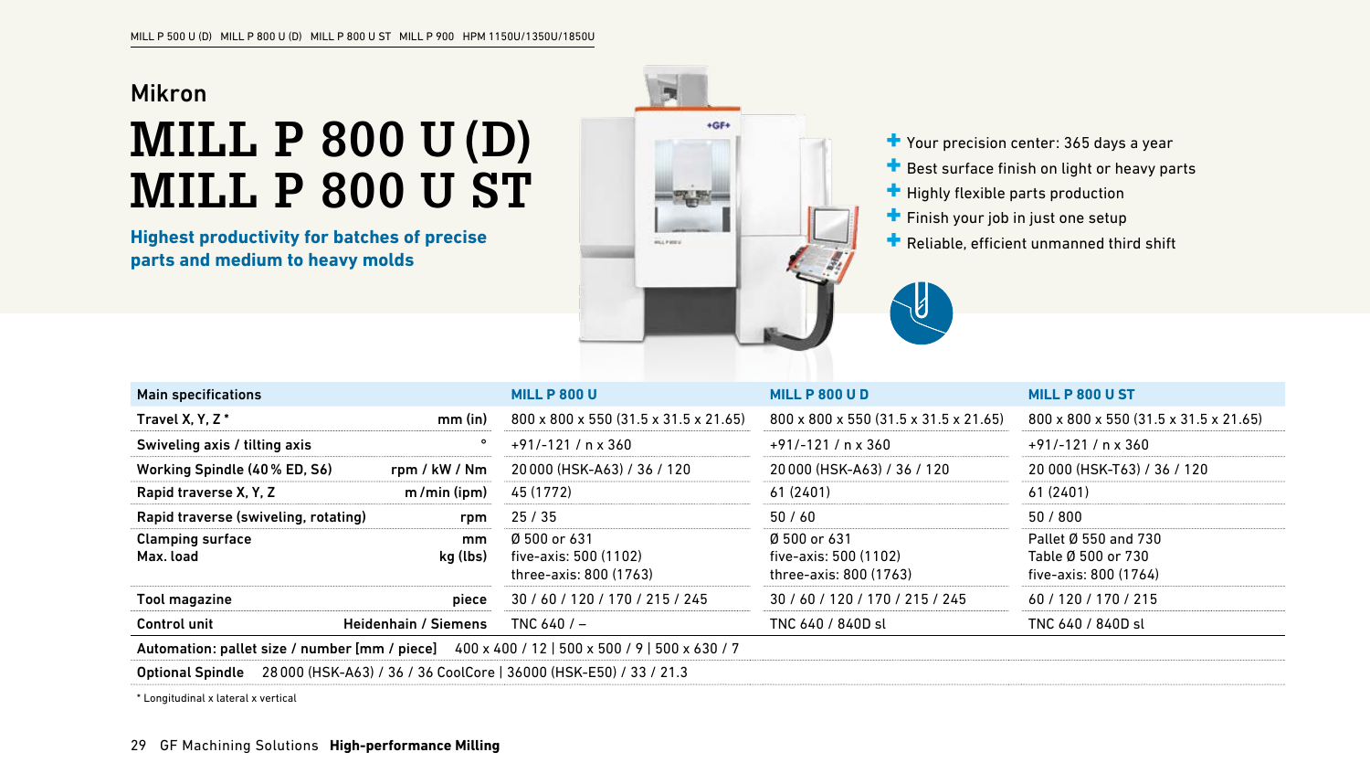Mikron

# MILL P 800 U (D)
# MILL P 800 U ST

**Highest productivity for batches of precise parts and medium to heavy molds**

- Your precision center: 365 days a year
- Best surface finish on light or heavy parts
- Highly flexible parts production
- Finish your job in just one setup
- Reliable, efficient unmanned third shift

| Main specifications | | MILL P 800 U | MILL P 800 U D | MILL P 800 U ST |
|---|---|---|---|---|
| Travel X, Y, Z * | mm (in) | 800 x 800 x 550 (31.5 x 31.5 x 21.65) | 800 x 800 x 550 (31.5 x 31.5 x 21.65) | 800 x 800 x 550 (31.5 x 31.5 x 21.65) |
| Swiveling axis / tilting axis | ° | +91/-121 / n x 360 | +91/-121 / n x 360 | +91/-121 / n x 360 |
| Working Spindle (40 % ED, S6) | rpm / kW / Nm | 20 000 (HSK-A63) / 36 / 120 | 20 000 (HSK-A63) / 36 / 120 | 20 000 (HSK-T63) / 36 / 120 |
| Rapid traverse X, Y, Z | m /min (ipm) | 45 (1772) | 61 (2401) | 61 (2401) |
| Rapid traverse (swiveling, rotating) | rpm | 25 / 35 | 50 / 60 | 50 / 800 |
| Clamping surface<br>Max. load | mm<br>kg (lbs) | Ø 500 or 631<br>five-axis: 500 (1102)<br>three-axis: 800 (1763) | Ø 500 or 631<br>five-axis: 500 (1102)<br>three-axis: 800 (1763) | Pallet Ø 550 and 730<br>Table Ø 500 or 730<br>five-axis: 800 (1764) |
| Tool magazine | piece | 30 / 60 / 120 / 170 / 215 / 245 | 30 / 60 / 120 / 170 / 215 / 245 | 60 / 120 / 170 / 215 |
| Control unit | Heidenhain / Siemens | TNC 640 / – | TNC 640 / 840D sl | TNC 640 / 840D sl |
| Automation: pallet size / number [mm / piece] | 400 x 400 / 12 \| 500 x 500 / 9 \| 500 x 630 / 7 | | | |
| Optional Spindle | 28 000 (HSK-A63) / 36 / 36 CoolCore \| 36000 (HSK-E50) / 33 / 21.3 | | | |

* Longitudinal x lateral x vertical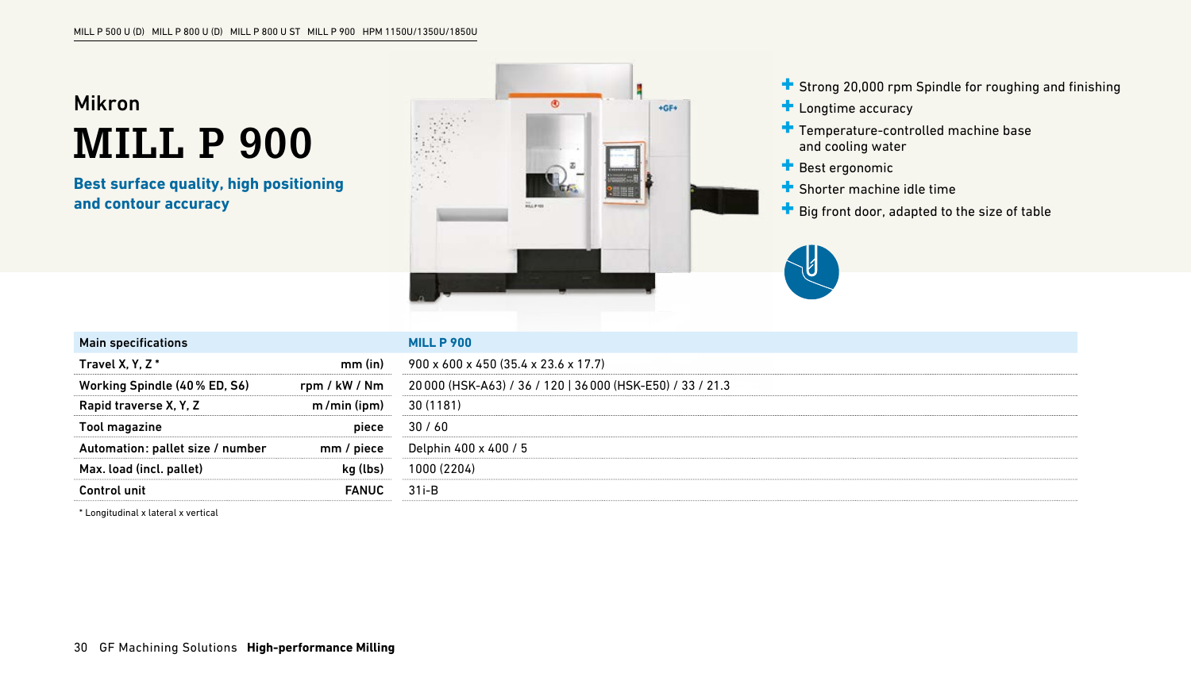Mikron

# MILL P 900

**Best surface quality, high positioning and contour accuracy**

- Strong 20,000 rpm Spindle for roughing and finishing
- Longtime accuracy
- Temperature-controlled machine base and cooling water
- Best ergonomic
- Shorter machine idle time
- Big front door, adapted to the size of table

| Main specifications | | MILL P 900 |
|---|---|---|
| Travel X, Y, Z * | mm (in) | 900 x 600 x 450 (35.4 x 23.6 x 17.7) |
| Working Spindle (40 % ED, S6) | rpm / kW / Nm | 20 000 (HSK-A63) / 36 / 120 \| 36 000 (HSK-E50) / 33 / 21.3 |
| Rapid traverse X, Y, Z | m /min (ipm) | 30 (1181) |
| Tool magazine | piece | 30 / 60 |
| Automation: pallet size / number | mm / piece | Delphin 400 x 400 / 5 |
| Max. load (incl. pallet) | kg (lbs) | 1000 (2204) |
| Control unit | FANUC | 31i-B |

* Longitudinal x lateral x vertical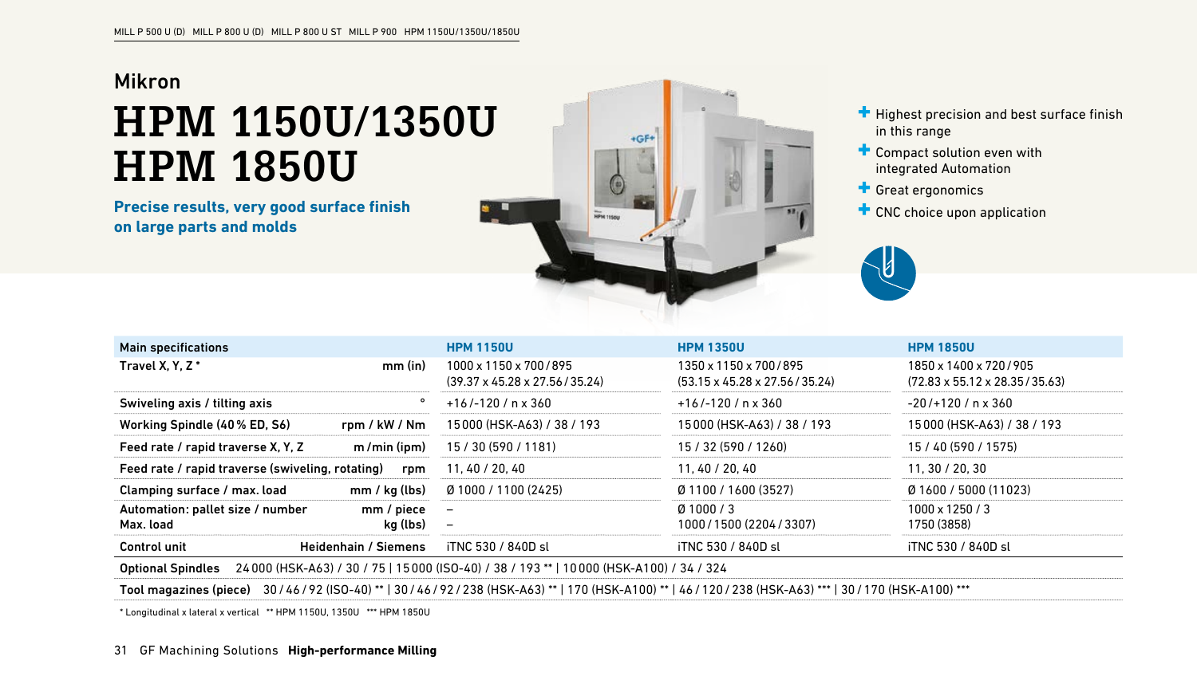Mikron

# HPM 1150U/1350U HPM 1850U

**Precise results, very good surface finish on large parts and molds**

- Highest precision and best surface finish in this range
- Compact solution even with integrated Automation
- Great ergonomics
- CNC choice upon application

| Main specifications | | HPM 1150U | HPM 1350U | HPM 1850U |
|---|---|---|---|---|
| Travel X, Y, Z * | mm (in) | 1000 x 1150 x 700/895 (39.37 x 45.28 x 27.56/35.24) | 1350 x 1150 x 700/895 (53.15 x 45.28 x 27.56/35.24) | 1850 x 1400 x 720/905 (72.83 x 55.12 x 28.35/35.63) |
| Swiveling axis / tilting axis | ° | +16/-120 / n x 360 | +16/-120 / n x 360 | -20/+120 / n x 360 |
| Working Spindle (40% ED, S6) | rpm / kW / Nm | 15000 (HSK-A63) / 38 / 193 | 15000 (HSK-A63) / 38 / 193 | 15000 (HSK-A63) / 38 / 193 |
| Feed rate / rapid traverse X, Y, Z | m/min (ipm) | 15 / 30 (590 / 1181) | 15 / 32 (590 / 1260) | 15 / 40 (590 / 1575) |
| Feed rate / rapid traverse (swiveling, rotating) | rpm | 11, 40 / 20, 40 | 11, 40 / 20, 40 | 11, 30 / 20, 30 |
| Clamping surface / max. load | mm / kg (lbs) | Ø 1000 / 1100 (2425) | Ø 1100 / 1600 (3527) | Ø 1600 / 5000 (11023) |
| Automation: pallet size / number<br>Max. load | mm / piece<br>kg (lbs) | –<br>– | Ø 1000 / 3<br>1000/1500 (2204/3307) | 1000 x 1250 / 3<br>1750 (3858) |
| Control unit | Heidenhain / Siemens | iTNC 530 / 840D sl | iTNC 530 / 840D sl | iTNC 530 / 840D sl |

**Optional Spindles** 24000 (HSK-A63) / 30 / 75 | 15000 (ISO-40) / 38 / 193 ** | 10000 (HSK-A100) / 34 / 324

**Tool magazines (piece)** 30 / 46 / 92 (ISO-40) ** | 30 / 46 / 92 / 238 (HSK-A63) ** | 170 (HSK-A100) ** | 46 / 120 / 238 (HSK-A63) *** | 30 / 170 (HSK-A100) ***

* Longitudinal x lateral x vertical ** HPM 1150U, 1350U *** HPM 1850U